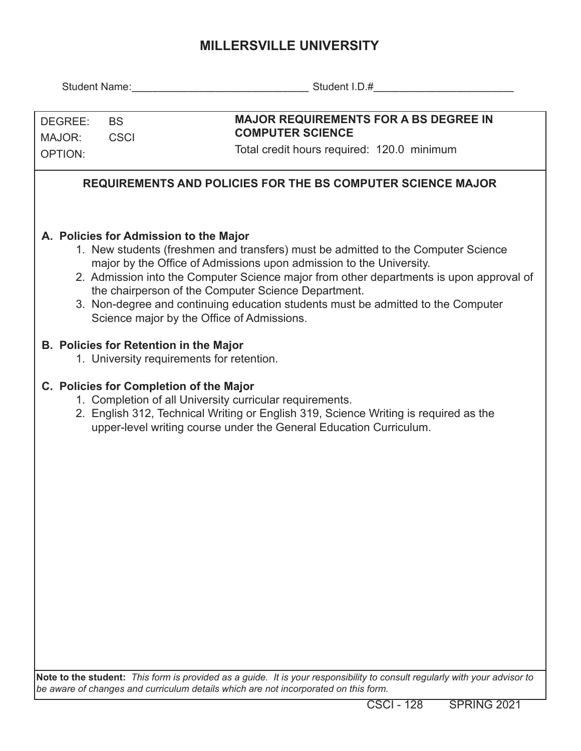# MILLERSVILLE UNIVERSITY

Student Name:______________________________ Student I.D.#_______________________

| DEGREE: BS<br>MAJOR: CSCI<br>OPTION: | **MAJOR REQUIREMENTS FOR A BS DEGREE IN COMPUTER SCIENCE**<br>Total credit hours required: 120.0 minimum |
|---|---|

## REQUIREMENTS AND POLICIES FOR THE BS COMPUTER SCIENCE MAJOR

### A. Policies for Admission to the Major

1. New students (freshmen and transfers) must be admitted to the Computer Science major by the Office of Admissions upon admission to the University.
2. Admission into the Computer Science major from other departments is upon approval of the chairperson of the Computer Science Department.
3. Non-degree and continuing education students must be admitted to the Computer Science major by the Office of Admissions.

### B. Policies for Retention in the Major

1. University requirements for retention.

### C. Policies for Completion of the Major

1. Completion of all University curricular requirements.
2. English 312, Technical Writing or English 319, Science Writing is required as the upper-level writing course under the General Education Curriculum.

**Note to the student:** *This form is provided as a guide. It is your responsibility to consult regularly with your advisor to be aware of changes and curriculum details which are not incorporated on this form.*

CSCI - 128 SPRING 2021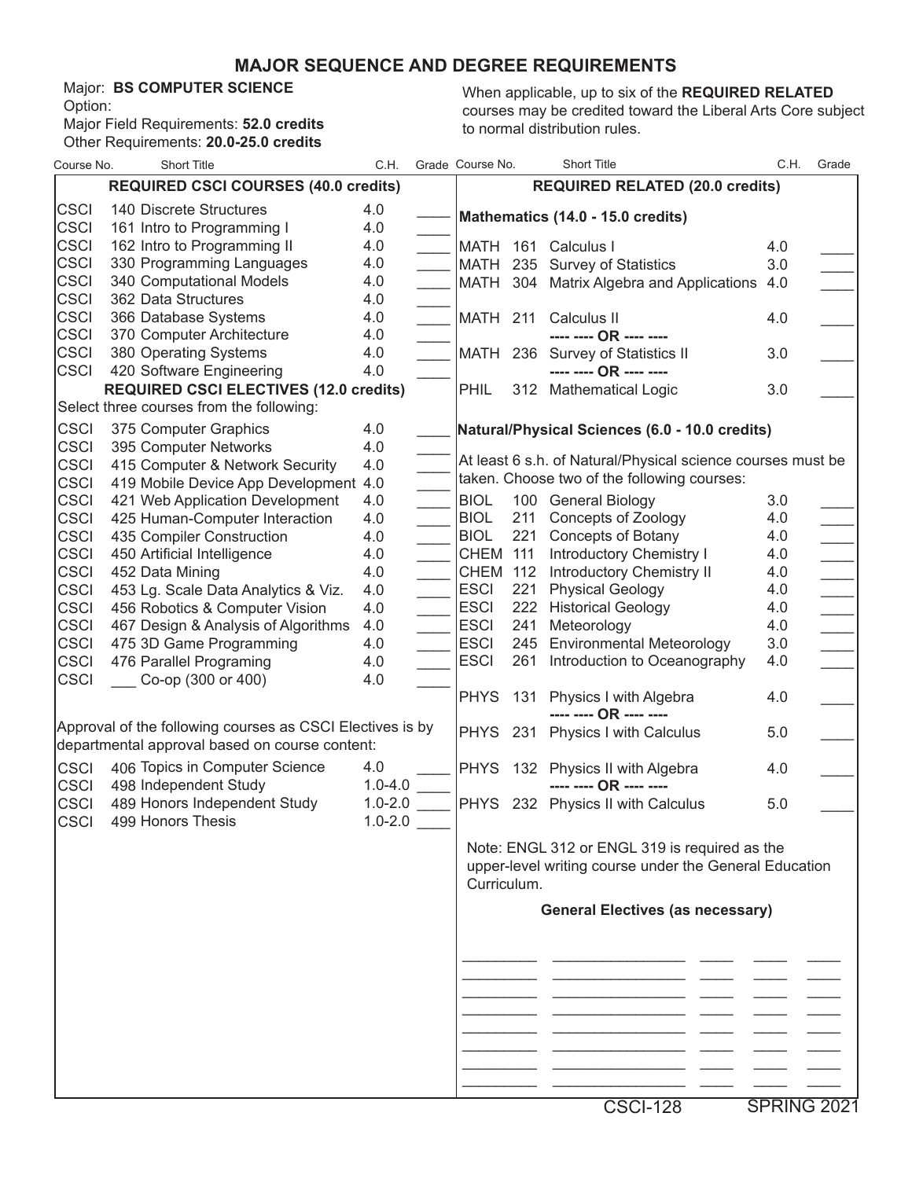# MAJOR SEQUENCE AND DEGREE REQUIREMENTS

Major: **BS COMPUTER SCIENCE**
Option:
Major Field Requirements: **52.0 credits**
Other Requirements: **20.0-25.0 credits**

When applicable, up to six of the **REQUIRED RELATED** courses may be credited toward the Liberal Arts Core subject to normal distribution rules.

## REQUIRED CSCI COURSES (40.0 credits)

| Course No. | Short Title | C.H. | Grade |
|---|---|---|---|
| CSCI 140 | Discrete Structures | 4.0 | ____ |
| CSCI 161 | Intro to Programming I | 4.0 | ____ |
| CSCI 162 | Intro to Programming II | 4.0 | ____ |
| CSCI 330 | Programming Languages | 4.0 | ____ |
| CSCI 340 | Computational Models | 4.0 | ____ |
| CSCI 362 | Data Structures | 4.0 | ____ |
| CSCI 366 | Database Systems | 4.0 | ____ |
| CSCI 370 | Computer Architecture | 4.0 | ____ |
| CSCI 380 | Operating Systems | 4.0 | ____ |
| CSCI 420 | Software Engineering | 4.0 | ____ |

## REQUIRED CSCI ELECTIVES (12.0 credits)

Select three courses from the following:

| Course No. | Short Title | C.H. | Grade |
|---|---|---|---|
| CSCI 375 | Computer Graphics | 4.0 | ____ |
| CSCI 395 | Computer Networks | 4.0 | ____ |
| CSCI 415 | Computer & Network Security | 4.0 | ____ |
| CSCI 419 | Mobile Device App Development | 4.0 | ____ |
| CSCI 421 | Web Application Development | 4.0 | ____ |
| CSCI 425 | Human-Computer Interaction | 4.0 | ____ |
| CSCI 435 | Compiler Construction | 4.0 | ____ |
| CSCI 450 | Artificial Intelligence | 4.0 | ____ |
| CSCI 452 | Data Mining | 4.0 | ____ |
| CSCI 453 | Lg. Scale Data Analytics & Viz. | 4.0 | ____ |
| CSCI 456 | Robotics & Computer Vision | 4.0 | ____ |
| CSCI 467 | Design & Analysis of Algorithms | 4.0 | ____ |
| CSCI 475 | 3D Game Programming | 4.0 | ____ |
| CSCI 476 | Parallel Programing | 4.0 | ____ |
| CSCI ___ | Co-op (300 or 400) | 4.0 | ____ |

Approval of the following courses as CSCI Electives is by departmental approval based on course content:

| Course No. | Short Title | C.H. | Grade |
|---|---|---|---|
| CSCI 406 | Topics in Computer Science | 4.0 | ____ |
| CSCI 498 | Independent Study | 1.0-4.0 | ____ |
| CSCI 489 | Honors Independent Study | 1.0-2.0 | ____ |
| CSCI 499 | Honors Thesis | 1.0-2.0 | ____ |

## REQUIRED RELATED (20.0 credits)

### Mathematics (14.0 - 15.0 credits)

| Course No. | Short Title | C.H. | Grade |
|---|---|---|---|
| MATH 161 | Calculus I | 4.0 | ____ |
| MATH 235 | Survey of Statistics | 3.0 | ____ |
| MATH 304 | Matrix Algebra and Applications | 4.0 | ____ |
| MATH 211 | Calculus II | 4.0 | ____ |
| | ---- ---- **OR** ---- ---- | | |
| MATH 236 | Survey of Statistics II | 3.0 | ____ |
| | ---- ---- **OR** ---- ---- | | |
| PHIL 312 | Mathematical Logic | 3.0 | ____ |

### Natural/Physical Sciences (6.0 - 10.0 credits)

At least 6 s.h. of Natural/Physical science courses must be taken. Choose two of the following courses:

| Course No. | Short Title | C.H. | Grade |
|---|---|---|---|
| BIOL 100 | General Biology | 3.0 | ____ |
| BIOL 211 | Concepts of Zoology | 4.0 | ____ |
| BIOL 221 | Concepts of Botany | 4.0 | ____ |
| CHEM 111 | Introductory Chemistry I | 4.0 | ____ |
| CHEM 112 | Introductory Chemistry II | 4.0 | ____ |
| ESCI 221 | Physical Geology | 4.0 | ____ |
| ESCI 222 | Historical Geology | 4.0 | ____ |
| ESCI 241 | Meteorology | 4.0 | ____ |
| ESCI 245 | Environmental Meteorology | 3.0 | ____ |
| ESCI 261 | Introduction to Oceanography | 4.0 | ____ |
| PHYS 131 | Physics I with Algebra | 4.0 | ____ |
| | ---- ---- **OR** ---- ---- | | |
| PHYS 231 | Physics I with Calculus | 5.0 | ____ |
| PHYS 132 | Physics II with Algebra | 4.0 | ____ |
| | ---- ---- **OR** ---- ---- | | |
| PHYS 232 | Physics II with Calculus | 5.0 | ____ |

Note: ENGL 312 or ENGL 319 is required as the upper-level writing course under the General Education Curriculum.

### General Electives (as necessary)

| | | | | |
|---|---|---|---|---|
| ________ | ________________ | ____ | ____ | ____ |
| ________ | ________________ | ____ | ____ | ____ |
| ________ | ________________ | ____ | ____ | ____ |
| ________ | ________________ | ____ | ____ | ____ |
| ________ | ________________ | ____ | ____ | ____ |
| ________ | ________________ | ____ | ____ | ____ |
| ________ | ________________ | ____ | ____ | ____ |
| ________ | ________________ | ____ | ____ | ____ |

CSCI-128 SPRING 2021